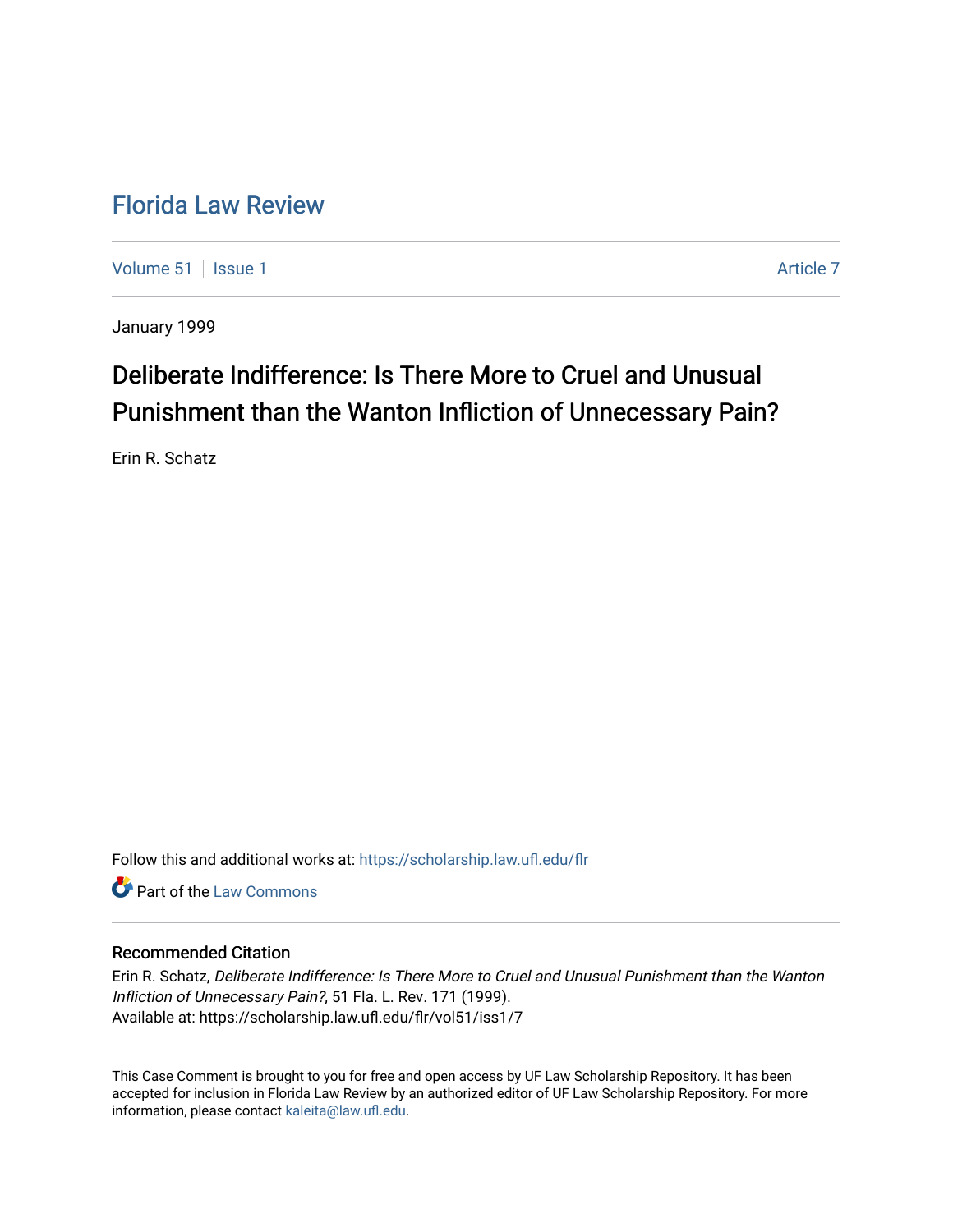# Florida Law Review

Volume 51 | Issue 1 | Article 7

January 1999

## Deliberate Indifference: Is There More to Cruel and Unusual Punishment than the Wanton Infliction of Unnecessary Pain?

Erin R. Schatz

Follow this and additional works at: https://scholarship.law.ufl.edu/flr

Part of the Law Commons

### Recommended Citation

Erin R. Schatz, *Deliberate Indifference: Is There More to Cruel and Unusual Punishment than the Wanton Infliction of Unnecessary Pain?*, 51 Fla. L. Rev. 171 (1999).
Available at: https://scholarship.law.ufl.edu/flr/vol51/iss1/7

This Case Comment is brought to you for free and open access by UF Law Scholarship Repository. It has been accepted for inclusion in Florida Law Review by an authorized editor of UF Law Scholarship Repository. For more information, please contact kaleita@law.ufl.edu.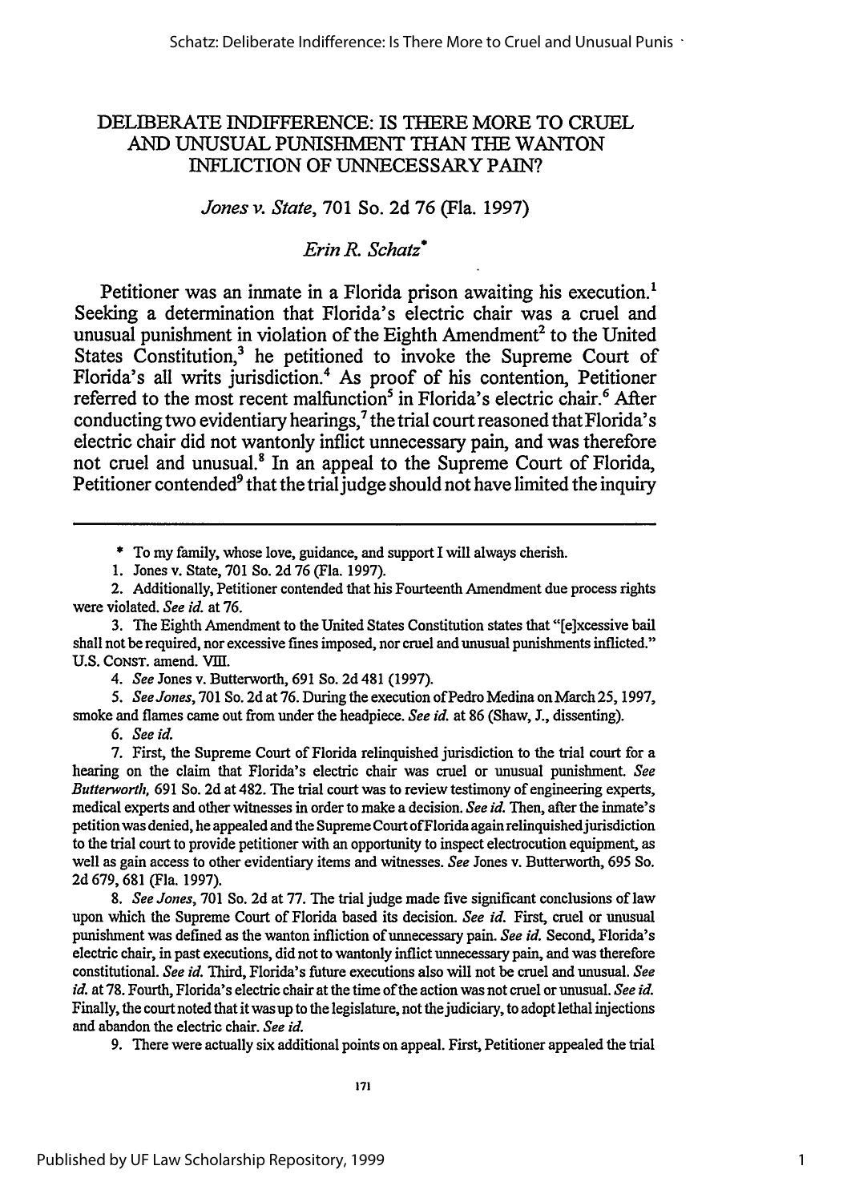# DELIBERATE INDIFFERENCE: IS THERE MORE TO CRUEL AND UNUSUAL PUNISHMENT THAN THE WANTON INFLICTION OF UNNECESSARY PAIN?

*Jones v. State*, 701 So. 2d 76 (Fla. 1997)

*Erin R. Schatz*\*

Petitioner was an inmate in a Florida prison awaiting his execution.[1] Seeking a determination that Florida's electric chair was a cruel and unusual punishment in violation of the Eighth Amendment[2] to the United States Constitution,[3] he petitioned to invoke the Supreme Court of Florida's all writs jurisdiction.[4] As proof of his contention, Petitioner referred to the most recent malfunction[5] in Florida's electric chair.[6] After conducting two evidentiary hearings,[7] the trial court reasoned that Florida's electric chair did not wantonly inflict unnecessary pain, and was therefore not cruel and unusual.[8] In an appeal to the Supreme Court of Florida, Petitioner contended[9] that the trial judge should not have limited the inquiry

---

\* To my family, whose love, guidance, and support I will always cherish.

1. Jones v. State, 701 So. 2d 76 (Fla. 1997).

2. Additionally, Petitioner contended that his Fourteenth Amendment due process rights were violated. *See id.* at 76.

3. The Eighth Amendment to the United States Constitution states that "[e]xcessive bail shall not be required, nor excessive fines imposed, nor cruel and unusual punishments inflicted." U.S. CONST. amend. VIII.

4. *See* Jones v. Butterworth, 691 So. 2d 481 (1997).

5. *See Jones*, 701 So. 2d at 76. During the execution of Pedro Medina on March 25, 1997, smoke and flames came out from under the headpiece. *See id.* at 86 (Shaw, J., dissenting).

6. *See id.*

7. First, the Supreme Court of Florida relinquished jurisdiction to the trial court for a hearing on the claim that Florida's electric chair was cruel or unusual punishment. *See Butterworth*, 691 So. 2d at 482. The trial court was to review testimony of engineering experts, medical experts and other witnesses in order to make a decision. *See id.* Then, after the inmate's petition was denied, he appealed and the Supreme Court of Florida again relinquished jurisdiction to the trial court to provide petitioner with an opportunity to inspect electrocution equipment, as well as gain access to other evidentiary items and witnesses. *See* Jones v. Butterworth, 695 So. 2d 679, 681 (Fla. 1997).

8. *See Jones*, 701 So. 2d at 77. The trial judge made five significant conclusions of law upon which the Supreme Court of Florida based its decision. *See id.* First, cruel or unusual punishment was defined as the wanton infliction of unnecessary pain. *See id.* Second, Florida's electric chair, in past executions, did not to wantonly inflict unnecessary pain, and was therefore constitutional. *See id.* Third, Florida's future executions also will not be cruel and unusual. *See id.* at 78. Fourth, Florida's electric chair at the time of the action was not cruel or unusual. *See id.* Finally, the court noted that it was up to the legislature, not the judiciary, to adopt lethal injections and abandon the electric chair. *See id.*

9. There were actually six additional points on appeal. First, Petitioner appealed the trial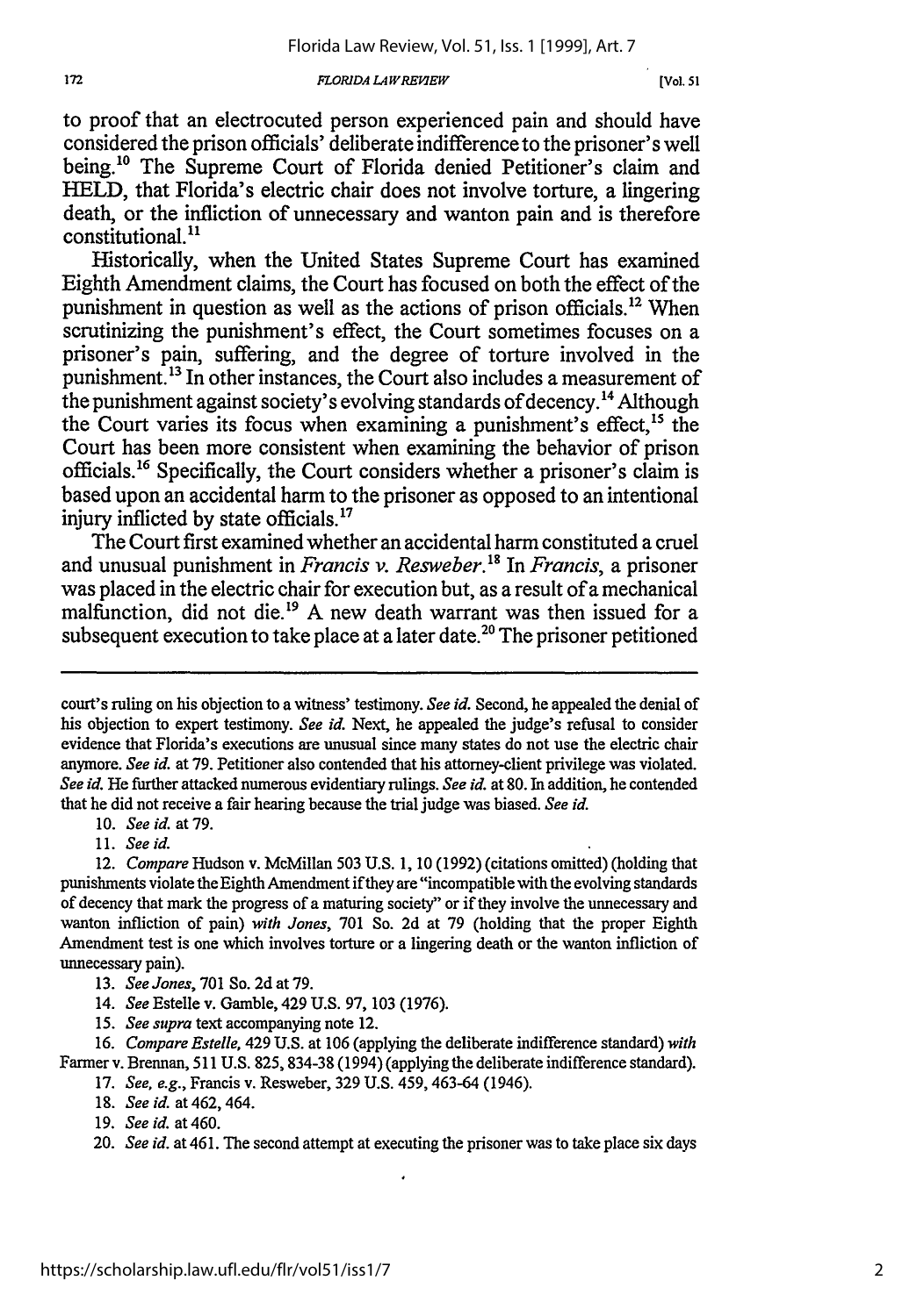to proof that an electrocuted person experienced pain and should have considered the prison officials' deliberate indifference to the prisoner's well being.[10] The Supreme Court of Florida denied Petitioner's claim and HELD, that Florida's electric chair does not involve torture, a lingering death, or the infliction of unnecessary and wanton pain and is therefore constitutional.[11]

Historically, when the United States Supreme Court has examined Eighth Amendment claims, the Court has focused on both the effect of the punishment in question as well as the actions of prison officials.[12] When scrutinizing the punishment's effect, the Court sometimes focuses on a prisoner's pain, suffering, and the degree of torture involved in the punishment.[13] In other instances, the Court also includes a measurement of the punishment against society's evolving standards of decency.[14] Although the Court varies its focus when examining a punishment's effect,[15] the Court has been more consistent when examining the behavior of prison officials.[16] Specifically, the Court considers whether a prisoner's claim is based upon an accidental harm to the prisoner as opposed to an intentional injury inflicted by state officials.[17]

The Court first examined whether an accidental harm constituted a cruel and unusual punishment in *Francis v. Resweber*.[18] In *Francis*, a prisoner was placed in the electric chair for execution but, as a result of a mechanical malfunction, did not die.[19] A new death warrant was then issued for a subsequent execution to take place at a later date.[20] The prisoner petitioned

---

court's ruling on his objection to a witness' testimony. *See id.* Second, he appealed the denial of his objection to expert testimony. *See id.* Next, he appealed the judge's refusal to consider evidence that Florida's executions are unusual since many states do not use the electric chair anymore. *See id.* at 79. Petitioner also contended that his attorney-client privilege was violated. *See id.* He further attacked numerous evidentiary rulings. *See id.* at 80. In addition, he contended that he did not receive a fair hearing because the trial judge was biased. *See id.*

10. *See id.* at 79.

11. *See id.*

12. *Compare* Hudson v. McMillan 503 U.S. 1, 10 (1992) (citations omitted) (holding that punishments violate the Eighth Amendment if they are "incompatible with the evolving standards of decency that mark the progress of a maturing society" or if they involve the unnecessary and wanton infliction of pain) *with Jones*, 701 So. 2d at 79 (holding that the proper Eighth Amendment test is one which involves torture or a lingering death or the wanton infliction of unnecessary pain).

13. *See Jones*, 701 So. 2d at 79.

14. *See* Estelle v. Gamble, 429 U.S. 97, 103 (1976).

15. *See supra* text accompanying note 12.

16. *Compare Estelle*, 429 U.S. at 106 (applying the deliberate indifference standard) *with* Farmer v. Brennan, 511 U.S. 825, 834-38 (1994) (applying the deliberate indifference standard).

17. *See, e.g.*, Francis v. Resweber, 329 U.S. 459, 463-64 (1946).

18. *See id.* at 462, 464.

19. *See id.* at 460.

20. *See id.* at 461. The second attempt at executing the prisoner was to take place six days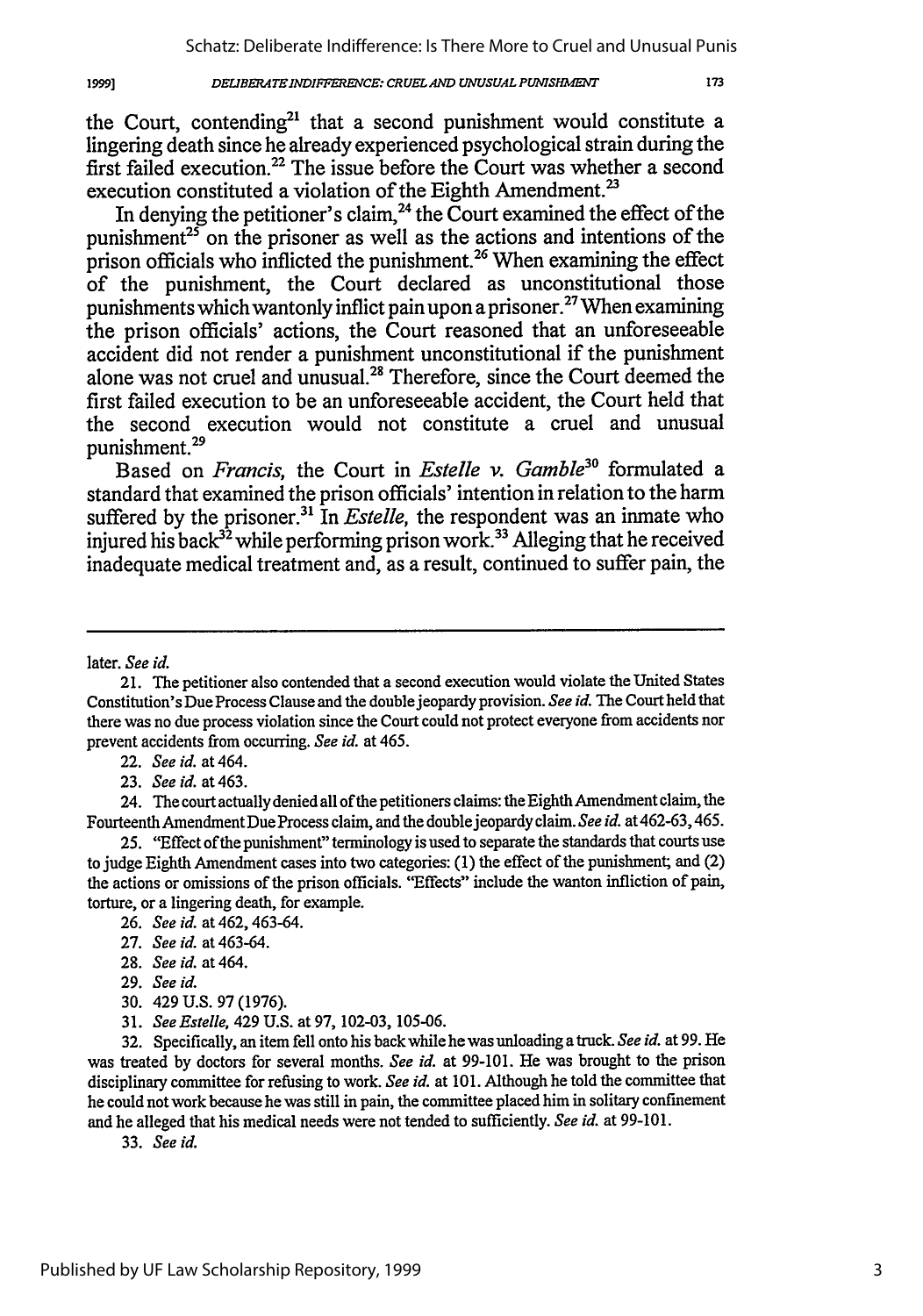the Court, contending[21] that a second punishment would constitute a lingering death since he already experienced psychological strain during the first failed execution.[22] The issue before the Court was whether a second execution constituted a violation of the Eighth Amendment.[23]

In denying the petitioner's claim,[24] the Court examined the effect of the punishment[25] on the prisoner as well as the actions and intentions of the prison officials who inflicted the punishment.[26] When examining the effect of the punishment, the Court declared as unconstitutional those punishments which wantonly inflict pain upon a prisoner.[27] When examining the prison officials' actions, the Court reasoned that an unforeseeable accident did not render a punishment unconstitutional if the punishment alone was not cruel and unusual.[28] Therefore, since the Court deemed the first failed execution to be an unforeseeable accident, the Court held that the second execution would not constitute a cruel and unusual punishment.[29]

Based on *Francis*, the Court in *Estelle v. Gamble*[30] formulated a standard that examined the prison officials' intention in relation to the harm suffered by the prisoner.[31] In *Estelle*, the respondent was an inmate who injured his back[32] while performing prison work.[33] Alleging that he received inadequate medical treatment and, as a result, continued to suffer pain, the

---

later. *See id.*

21. The petitioner also contended that a second execution would violate the United States Constitution's Due Process Clause and the double jeopardy provision. *See id.* The Court held that there was no due process violation since the Court could not protect everyone from accidents nor prevent accidents from occurring. *See id.* at 465.

22. *See id.* at 464.

23. *See id.* at 463.

24. The court actually denied all of the petitioners claims: the Eighth Amendment claim, the Fourteenth Amendment Due Process claim, and the double jeopardy claim. *See id.* at 462-63, 465.

25. "Effect of the punishment" terminology is used to separate the standards that courts use to judge Eighth Amendment cases into two categories: (1) the effect of the punishment; and (2) the actions or omissions of the prison officials. "Effects" include the wanton infliction of pain, torture, or a lingering death, for example.

26. *See id.* at 462, 463-64.

27. *See id.* at 463-64.

28. *See id.* at 464.

29. *See id.*

30. 429 U.S. 97 (1976).

31. *See Estelle*, 429 U.S. at 97, 102-03, 105-06.

32. Specifically, an item fell onto his back while he was unloading a truck. *See id.* at 99. He was treated by doctors for several months. *See id.* at 99-101. He was brought to the prison disciplinary committee for refusing to work. *See id.* at 101. Although he told the committee that he could not work because he was still in pain, the committee placed him in solitary confinement and he alleged that his medical needs were not tended to sufficiently. *See id.* at 99-101.

33. *See id.*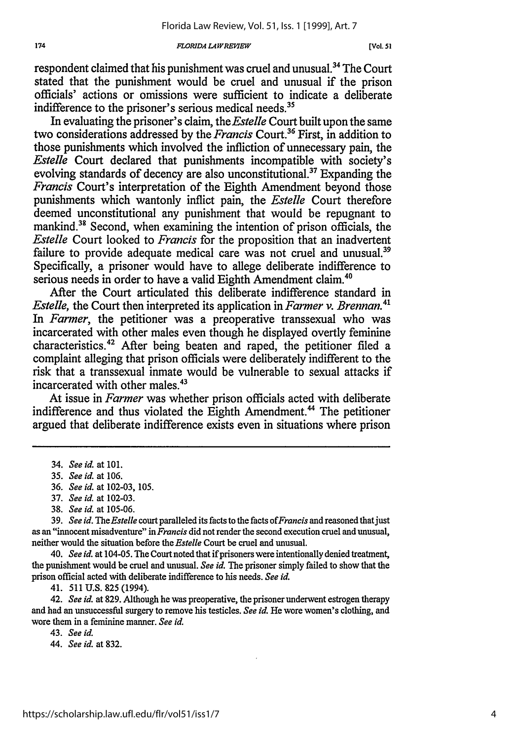respondent claimed that his punishment was cruel and unusual.[34] The Court stated that the punishment would be cruel and unusual if the prison officials' actions or omissions were sufficient to indicate a deliberate indifference to the prisoner's serious medical needs.[35]

In evaluating the prisoner's claim, the *Estelle* Court built upon the same two considerations addressed by the *Francis* Court.[36] First, in addition to those punishments which involved the infliction of unnecessary pain, the *Estelle* Court declared that punishments incompatible with society's evolving standards of decency are also unconstitutional.[37] Expanding the *Francis* Court's interpretation of the Eighth Amendment beyond those punishments which wantonly inflict pain, the *Estelle* Court therefore deemed unconstitutional any punishment that would be repugnant to mankind.[38] Second, when examining the intention of prison officials, the *Estelle* Court looked to *Francis* for the proposition that an inadvertent failure to provide adequate medical care was not cruel and unusual.[39] Specifically, a prisoner would have to allege deliberate indifference to serious needs in order to have a valid Eighth Amendment claim.[40]

After the Court articulated this deliberate indifference standard in *Estelle*, the Court then interpreted its application in *Farmer v. Brennan*.[41] In *Farmer*, the petitioner was a preoperative transsexual who was incarcerated with other males even though he displayed overtly feminine characteristics.[42] After being beaten and raped, the petitioner filed a complaint alleging that prison officials were deliberately indifferent to the risk that a transsexual inmate would be vulnerable to sexual attacks if incarcerated with other males.[43]

At issue in *Farmer* was whether prison officials acted with deliberate indifference and thus violated the Eighth Amendment.[44] The petitioner argued that deliberate indifference exists even in situations where prison

---

34. *See id.* at 101.

35. *See id.* at 106.

36. *See id.* at 102-03, 105.

37. *See id.* at 102-03.

38. *See id.* at 105-06.

39. *See id.* The *Estelle* court paralleled its facts to the facts of *Francis* and reasoned that just as an "innocent misadventure" in *Francis* did not render the second execution cruel and unusual, neither would the situation before the *Estelle* Court be cruel and unusual.

40. *See id.* at 104-05. The Court noted that if prisoners were intentionally denied treatment, the punishment would be cruel and unusual. *See id.* The prisoner simply failed to show that the prison official acted with deliberate indifference to his needs. *See id.*

41. 511 U.S. 825 (1994).

42. *See id.* at 829. Although he was preoperative, the prisoner underwent estrogen therapy and had an unsuccessful surgery to remove his testicles. *See id.* He wore women's clothing, and wore them in a feminine manner. *See id.*

43. *See id.*

44. *See id.* at 832.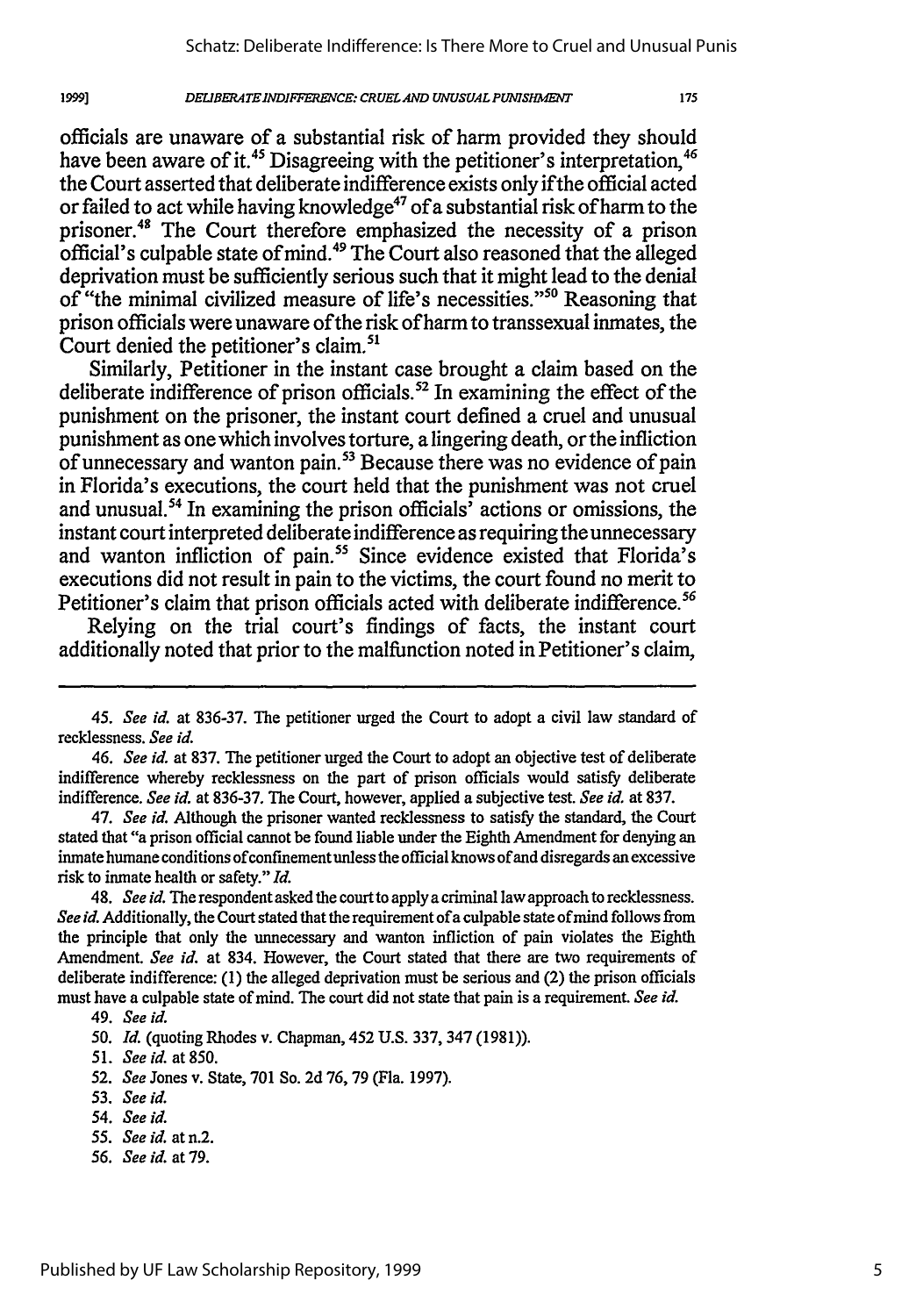officials are unaware of a substantial risk of harm provided they should have been aware of it.[45] Disagreeing with the petitioner's interpretation,[46] the Court asserted that deliberate indifference exists only if the official acted or failed to act while having knowledge[47] of a substantial risk of harm to the prisoner.[48] The Court therefore emphasized the necessity of a prison official's culpable state of mind.[49] The Court also reasoned that the alleged deprivation must be sufficiently serious such that it might lead to the denial of "the minimal civilized measure of life's necessities."[50] Reasoning that prison officials were unaware of the risk of harm to transsexual inmates, the Court denied the petitioner's claim.[51]

Similarly, Petitioner in the instant case brought a claim based on the deliberate indifference of prison officials.[52] In examining the effect of the punishment on the prisoner, the instant court defined a cruel and unusual punishment as one which involves torture, a lingering death, or the infliction of unnecessary and wanton pain.[53] Because there was no evidence of pain in Florida's executions, the court held that the punishment was not cruel and unusual.[54] In examining the prison officials' actions or omissions, the instant court interpreted deliberate indifference as requiring the unnecessary and wanton infliction of pain.[55] Since evidence existed that Florida's executions did not result in pain to the victims, the court found no merit to Petitioner's claim that prison officials acted with deliberate indifference.[56]

Relying on the trial court's findings of facts, the instant court additionally noted that prior to the malfunction noted in Petitioner's claim,

---

45. *See id.* at 836-37. The petitioner urged the Court to adopt a civil law standard of recklessness. *See id.*

46. *See id.* at 837. The petitioner urged the Court to adopt an objective test of deliberate indifference whereby recklessness on the part of prison officials would satisfy deliberate indifference. *See id.* at 836-37. The Court, however, applied a subjective test. *See id.* at 837.

47. *See id.* Although the prisoner wanted recklessness to satisfy the standard, the Court stated that "a prison official cannot be found liable under the Eighth Amendment for denying an inmate humane conditions of confinement unless the official knows of and disregards an excessive risk to inmate health or safety." *Id.*

48. *See id.* The respondent asked the court to apply a criminal law approach to recklessness. *See id.* Additionally, the Court stated that the requirement of a culpable state of mind follows from the principle that only the unnecessary and wanton infliction of pain violates the Eighth Amendment. *See id.* at 834. However, the Court stated that there are two requirements of deliberate indifference: (1) the alleged deprivation must be serious and (2) the prison officials must have a culpable state of mind. The court did not state that pain is a requirement. *See id.*

49. *See id.*

50. *Id.* (quoting Rhodes v. Chapman, 452 U.S. 337, 347 (1981)).

51. *See id.* at 850.

52. *See* Jones v. State, 701 So. 2d 76, 79 (Fla. 1997).

53. *See id.*

54. *See id.*

55. *See id.* at n.2.

56. *See id.* at 79.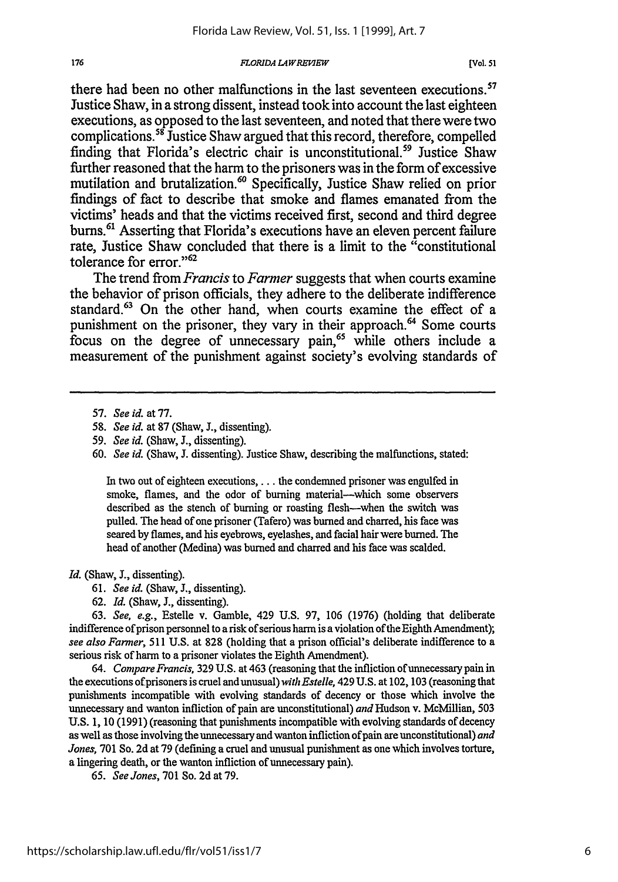there had been no other malfunctions in the last seventeen executions.[57] Justice Shaw, in a strong dissent, instead took into account the last eighteen executions, as opposed to the last seventeen, and noted that there were two complications.[58] Justice Shaw argued that this record, therefore, compelled finding that Florida's electric chair is unconstitutional.[59] Justice Shaw further reasoned that the harm to the prisoners was in the form of excessive mutilation and brutalization.[60] Specifically, Justice Shaw relied on prior findings of fact to describe that smoke and flames emanated from the victims' heads and that the victims received first, second and third degree burns.[61] Asserting that Florida's executions have an eleven percent failure rate, Justice Shaw concluded that there is a limit to the "constitutional tolerance for error."[62]

The trend from *Francis* to *Farmer* suggests that when courts examine the behavior of prison officials, they adhere to the deliberate indifference standard.[63] On the other hand, when courts examine the effect of a punishment on the prisoner, they vary in their approach.[64] Some courts focus on the degree of unnecessary pain,[65] while others include a measurement of the punishment against society's evolving standards of

---

57. *See id.* at 77.

58. *See id.* at 87 (Shaw, J., dissenting).

59. *See id.* (Shaw, J., dissenting).

60. *See id.* (Shaw, J. dissenting). Justice Shaw, describing the malfunctions, stated:

> In two out of eighteen executions, . . . the condemned prisoner was engulfed in smoke, flames, and the odor of burning material—which some observers described as the stench of burning or roasting flesh—when the switch was pulled. The head of one prisoner (Tafero) was burned and charred, his face was seared by flames, and his eyebrows, eyelashes, and facial hair were burned. The head of another (Medina) was burned and charred and his face was scalded.

*Id.* (Shaw, J., dissenting).

61. *See id.* (Shaw, J., dissenting).

62. *Id.* (Shaw, J., dissenting).

63. *See, e.g.*, Estelle v. Gamble, 429 U.S. 97, 106 (1976) (holding that deliberate indifference of prison personnel to a risk of serious harm is a violation of the Eighth Amendment); *see also Farmer*, 511 U.S. at 828 (holding that a prison official's deliberate indifference to a serious risk of harm to a prisoner violates the Eighth Amendment).

64. *Compare Francis*, 329 U.S. at 463 (reasoning that the infliction of unnecessary pain in the executions of prisoners is cruel and unusual) *with Estelle*, 429 U.S. at 102, 103 (reasoning that punishments incompatible with evolving standards of decency or those which involve the unnecessary and wanton infliction of pain are unconstitutional) *and* Hudson v. McMillian, 503 U.S. 1, 10 (1991) (reasoning that punishments incompatible with evolving standards of decency as well as those involving the unnecessary and wanton infliction of pain are unconstitutional) *and Jones*, 701 So. 2d at 79 (defining a cruel and unusual punishment as one which involves torture, a lingering death, or the wanton infliction of unnecessary pain).

65. *See Jones*, 701 So. 2d at 79.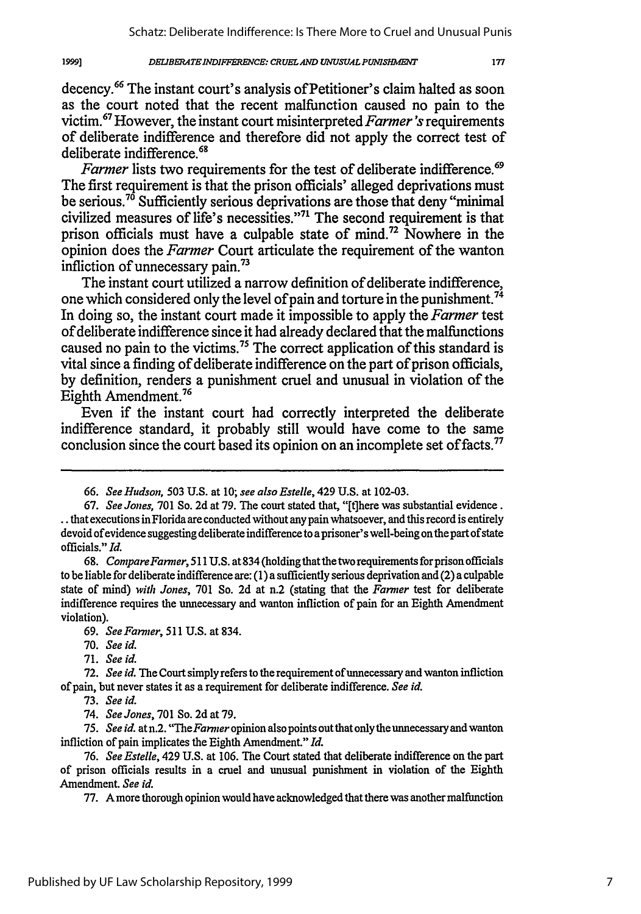decency.[66] The instant court's analysis of Petitioner's claim halted as soon as the court noted that the recent malfunction caused no pain to the victim.[67] However, the instant court misinterpreted *Farmer's* requirements of deliberate indifference and therefore did not apply the correct test of deliberate indifference.[68]

*Farmer* lists two requirements for the test of deliberate indifference.[69] The first requirement is that the prison officials' alleged deprivations must be serious.[70] Sufficiently serious deprivations are those that deny "minimal civilized measures of life's necessities."[71] The second requirement is that prison officials must have a culpable state of mind.[72] Nowhere in the opinion does the *Farmer* Court articulate the requirement of the wanton infliction of unnecessary pain.[73]

The instant court utilized a narrow definition of deliberate indifference, one which considered only the level of pain and torture in the punishment.[74] In doing so, the instant court made it impossible to apply the *Farmer* test of deliberate indifference since it had already declared that the malfunctions caused no pain to the victims.[75] The correct application of this standard is vital since a finding of deliberate indifference on the part of prison officials, by definition, renders a punishment cruel and unusual in violation of the Eighth Amendment.[76]

Even if the instant court had correctly interpreted the deliberate indifference standard, it probably still would have come to the same conclusion since the court based its opinion on an incomplete set of facts.[77]

---

66. *See Hudson*, 503 U.S. at 10; *see also Estelle*, 429 U.S. at 102-03.

67. *See Jones*, 701 So. 2d at 79. The court stated that, "[t]here was substantial evidence . . . that executions in Florida are conducted without any pain whatsoever, and this record is entirely devoid of evidence suggesting deliberate indifference to a prisoner's well-being on the part of state officials." *Id.*

68. *Compare Farmer*, 511 U.S. at 834 (holding that the two requirements for prison officials to be liable for deliberate indifference are: (1) a sufficiently serious deprivation and (2) a culpable state of mind) *with Jones*, 701 So. 2d at n.2 (stating that the *Farmer* test for deliberate indifference requires the unnecessary and wanton infliction of pain for an Eighth Amendment violation).

69. *See Farmer*, 511 U.S. at 834.

70. *See id.*

71. *See id.*

72. *See id.* The Court simply refers to the requirement of unnecessary and wanton infliction of pain, but never states it as a requirement for deliberate indifference. *See id.*

73. *See id.*

74. *See Jones*, 701 So. 2d at 79.

75. *See id.* at n.2. "The *Farmer* opinion also points out that only the unnecessary and wanton infliction of pain implicates the Eighth Amendment." *Id.*

76. *See Estelle*, 429 U.S. at 106. The Court stated that deliberate indifference on the part of prison officials results in a cruel and unusual punishment in violation of the Eighth Amendment. *See id.*

77. A more thorough opinion would have acknowledged that there was another malfunction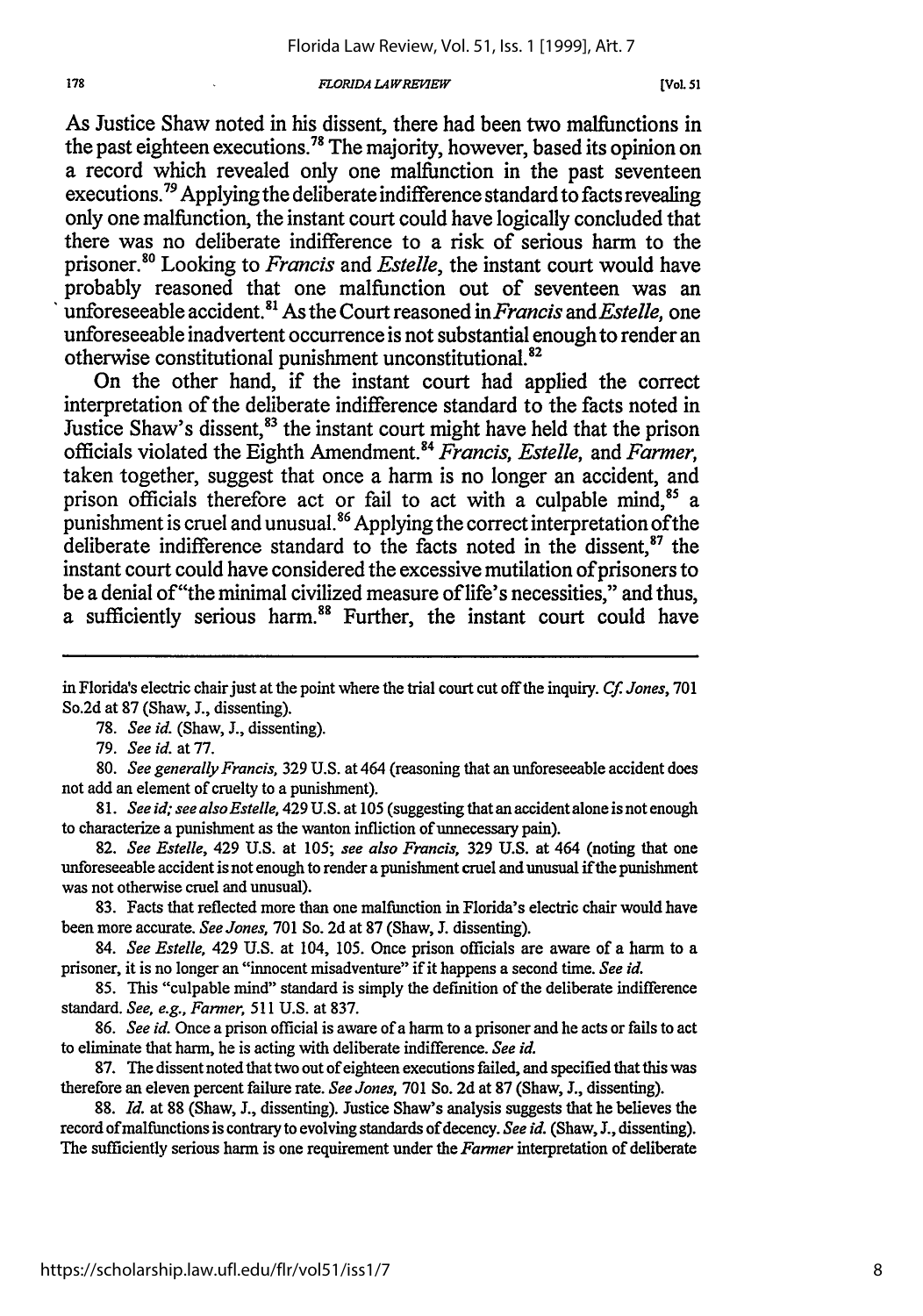As Justice Shaw noted in his dissent, there had been two malfunctions in the past eighteen executions.[78] The majority, however, based its opinion on a record which revealed only one malfunction in the past seventeen executions.[79] Applying the deliberate indifference standard to facts revealing only one malfunction, the instant court could have logically concluded that there was no deliberate indifference to a risk of serious harm to the prisoner.[80] Looking to *Francis* and *Estelle*, the instant court would have probably reasoned that one malfunction out of seventeen was an unforeseeable accident.[81] As the Court reasoned in *Francis* and *Estelle*, one unforeseeable inadvertent occurrence is not substantial enough to render an otherwise constitutional punishment unconstitutional.[82]

On the other hand, if the instant court had applied the correct interpretation of the deliberate indifference standard to the facts noted in Justice Shaw's dissent,[83] the instant court might have held that the prison officials violated the Eighth Amendment.[84] *Francis*, *Estelle*, and *Farmer*, taken together, suggest that once a harm is no longer an accident, and prison officials therefore act or fail to act with a culpable mind,[85] a punishment is cruel and unusual.[86] Applying the correct interpretation of the deliberate indifference standard to the facts noted in the dissent,[87] the instant court could have considered the excessive mutilation of prisoners to be a denial of "the minimal civilized measure of life's necessities," and thus, a sufficiently serious harm.[88] Further, the instant court could have

---

in Florida's electric chair just at the point where the trial court cut off the inquiry. *Cf. Jones*, 701 So.2d at 87 (Shaw, J., dissenting).

78. *See id.* (Shaw, J., dissenting).

79. *See id.* at 77.

80. *See generally Francis*, 329 U.S. at 464 (reasoning that an unforeseeable accident does not add an element of cruelty to a punishment).

81. *See id; see also Estelle*, 429 U.S. at 105 (suggesting that an accident alone is not enough to characterize a punishment as the wanton infliction of unnecessary pain).

82. *See Estelle*, 429 U.S. at 105; *see also Francis*, 329 U.S. at 464 (noting that one unforeseeable accident is not enough to render a punishment cruel and unusual if the punishment was not otherwise cruel and unusual).

83. Facts that reflected more than one malfunction in Florida's electric chair would have been more accurate. *See Jones*, 701 So. 2d at 87 (Shaw, J. dissenting).

84. *See Estelle*, 429 U.S. at 104, 105. Once prison officials are aware of a harm to a prisoner, it is no longer an "innocent misadventure" if it happens a second time. *See id.*

85. This "culpable mind" standard is simply the definition of the deliberate indifference standard. *See, e.g., Farmer*, 511 U.S. at 837.

86. *See id.* Once a prison official is aware of a harm to a prisoner and he acts or fails to act to eliminate that harm, he is acting with deliberate indifference. *See id.*

87. The dissent noted that two out of eighteen executions failed, and specified that this was therefore an eleven percent failure rate. *See Jones*, 701 So. 2d at 87 (Shaw, J., dissenting).

88. *Id.* at 88 (Shaw, J., dissenting). Justice Shaw's analysis suggests that he believes the record of malfunctions is contrary to evolving standards of decency. *See id.* (Shaw, J., dissenting). The sufficiently serious harm is one requirement under the *Farmer* interpretation of deliberate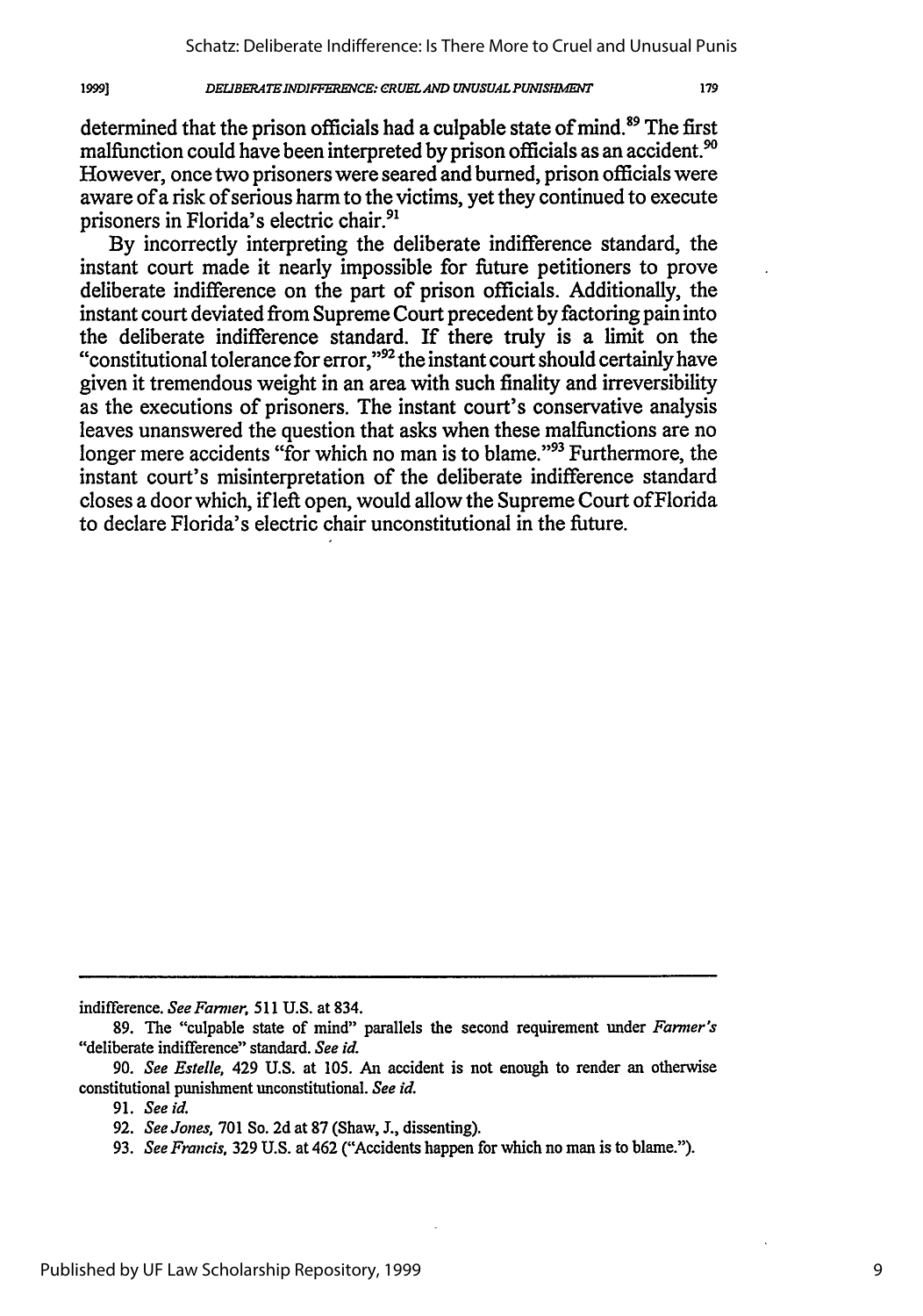determined that the prison officials had a culpable state of mind.[89] The first malfunction could have been interpreted by prison officials as an accident.[90] However, once two prisoners were seared and burned, prison officials were aware of a risk of serious harm to the victims, yet they continued to execute prisoners in Florida's electric chair.[91]

By incorrectly interpreting the deliberate indifference standard, the instant court made it nearly impossible for future petitioners to prove deliberate indifference on the part of prison officials. Additionally, the instant court deviated from Supreme Court precedent by factoring pain into the deliberate indifference standard. If there truly is a limit on the "constitutional tolerance for error,"[92] the instant court should certainly have given it tremendous weight in an area with such finality and irreversibility as the executions of prisoners. The instant court's conservative analysis leaves unanswered the question that asks when these malfunctions are no longer mere accidents "for which no man is to blame."[93] Furthermore, the instant court's misinterpretation of the deliberate indifference standard closes a door which, if left open, would allow the Supreme Court of Florida to declare Florida's electric chair unconstitutional in the future.

---

indifference. *See Farmer*, 511 U.S. at 834.

89. The "culpable state of mind" parallels the second requirement under *Farmer's* "deliberate indifference" standard. *See id.*

90. *See Estelle*, 429 U.S. at 105. An accident is not enough to render an otherwise constitutional punishment unconstitutional. *See id.*

91. *See id.*

92. *See Jones*, 701 So. 2d at 87 (Shaw, J., dissenting).

93. *See Francis*, 329 U.S. at 462 ("Accidents happen for which no man is to blame.").